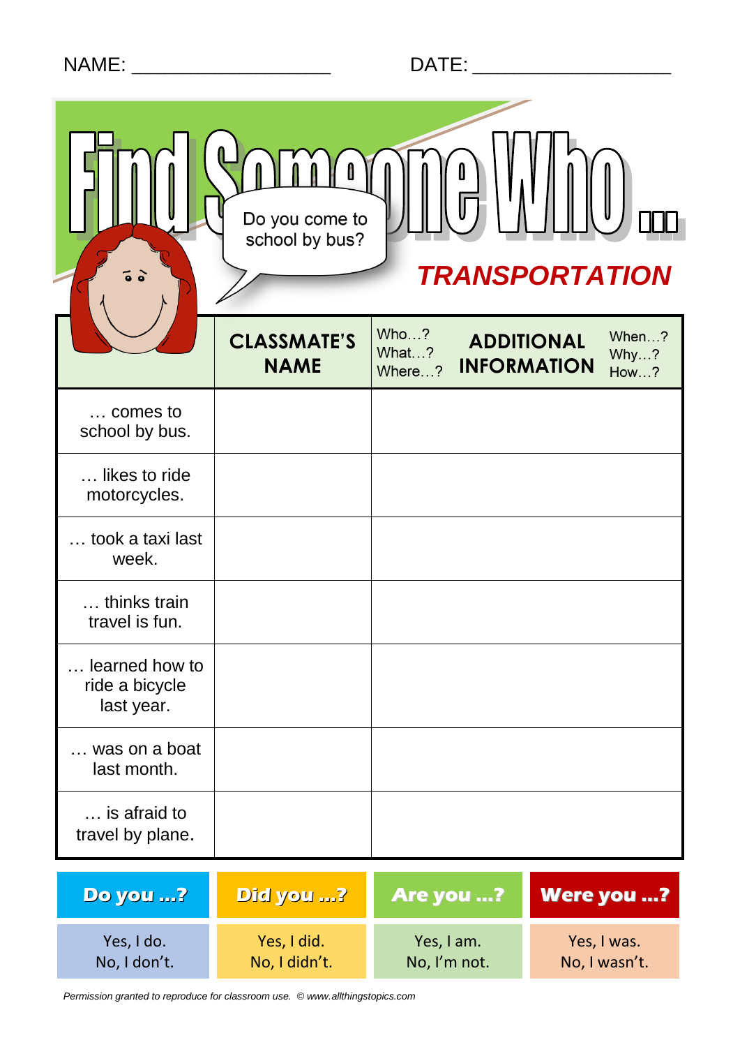NAME: ___________________ DATE: ___________________

# Find Someone Who ...

Do you come to school by bus?

## TRANSPORTATION

| | CLASSMATE'S NAME | Who…? What…? Where…? ADDITIONAL INFORMATION When…? Why…? How…? |
|---|---|---|
| … comes to school by bus. | | |
| … likes to ride motorcycles. | | |
| … took a taxi last week. | | |
| … thinks train travel is fun. | | |
| … learned how to ride a bicycle last year. | | |
| … was on a boat last month. | | |
| … is afraid to travel by plane. | | |

| Do you …? | Did you …? | Are you …? | Were you …? |
|---|---|---|---|
| Yes, I do. No, I don't. | Yes, I did. No, I didn't. | Yes, I am. No, I'm not. | Yes, I was. No, I wasn't. |

*Permission granted to reproduce for classroom use. © www.allthingstopics.com*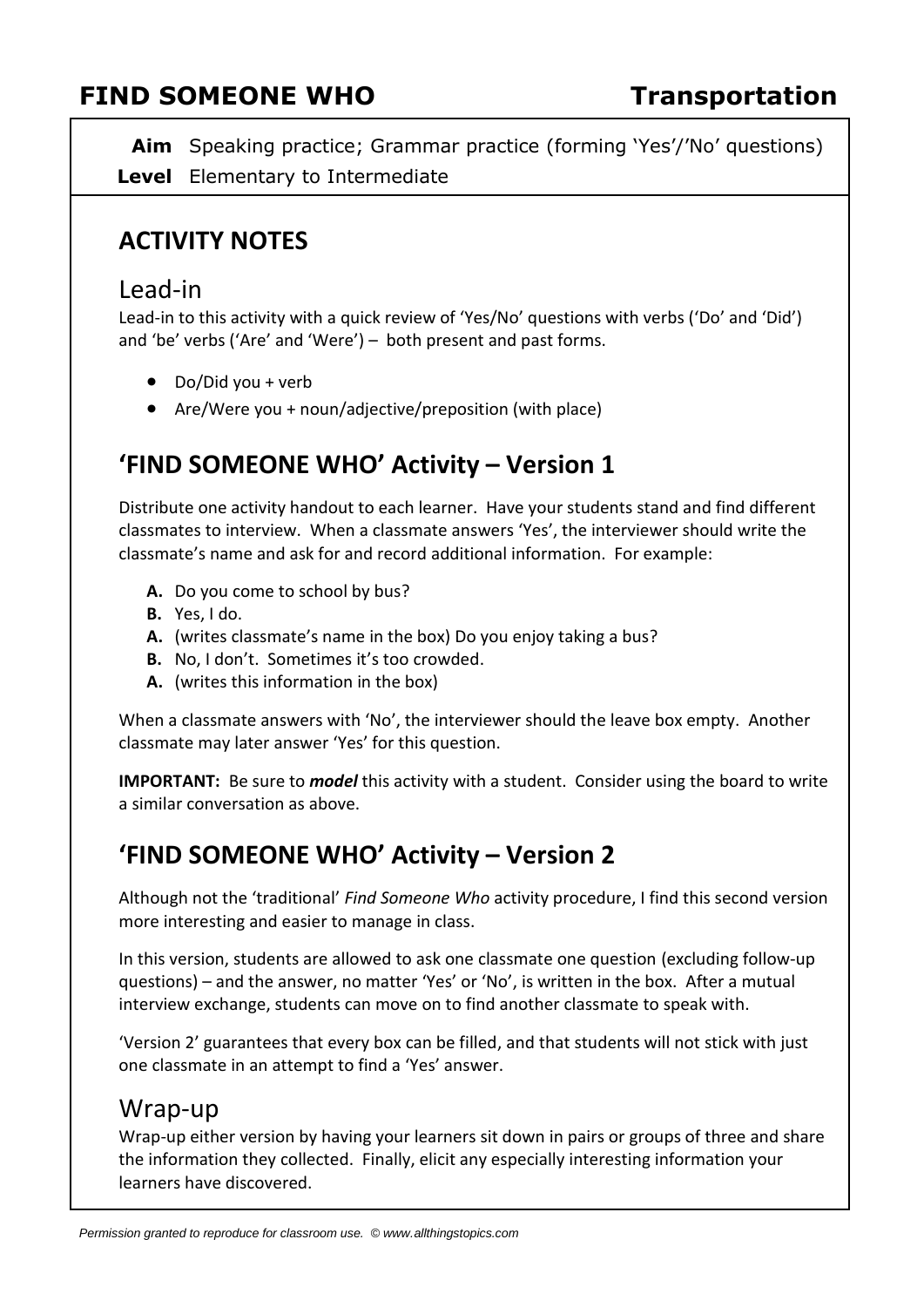# FIND SOMEONE WHO — Transportation

**Aim** Speaking practice; Grammar practice (forming 'Yes'/'No' questions)
**Level** Elementary to Intermediate

## ACTIVITY NOTES

### Lead-in

Lead-in to this activity with a quick review of 'Yes/No' questions with verbs ('Do' and 'Did') and 'be' verbs ('Are' and 'Were') – both present and past forms.

- Do/Did you + verb
- Are/Were you + noun/adjective/preposition (with place)

## 'FIND SOMEONE WHO' Activity – Version 1

Distribute one activity handout to each learner. Have your students stand and find different classmates to interview. When a classmate answers 'Yes', the interviewer should write the classmate's name and ask for and record additional information. For example:

- **A.** Do you come to school by bus?
- **B.** Yes, I do.
- **A.** (writes classmate's name in the box) Do you enjoy taking a bus?
- **B.** No, I don't. Sometimes it's too crowded.
- **A.** (writes this information in the box)

When a classmate answers with 'No', the interviewer should the leave box empty. Another classmate may later answer 'Yes' for this question.

**IMPORTANT:** Be sure to ***model*** this activity with a student. Consider using the board to write a similar conversation as above.

## 'FIND SOMEONE WHO' Activity – Version 2

Although not the 'traditional' *Find Someone Who* activity procedure, I find this second version more interesting and easier to manage in class.

In this version, students are allowed to ask one classmate one question (excluding follow-up questions) – and the answer, no matter 'Yes' or 'No', is written in the box. After a mutual interview exchange, students can move on to find another classmate to speak with.

'Version 2' guarantees that every box can be filled, and that students will not stick with just one classmate in an attempt to find a 'Yes' answer.

### Wrap-up

Wrap-up either version by having your learners sit down in pairs or groups of three and share the information they collected. Finally, elicit any especially interesting information your learners have discovered.

*Permission granted to reproduce for classroom use. © www.allthingstopics.com*